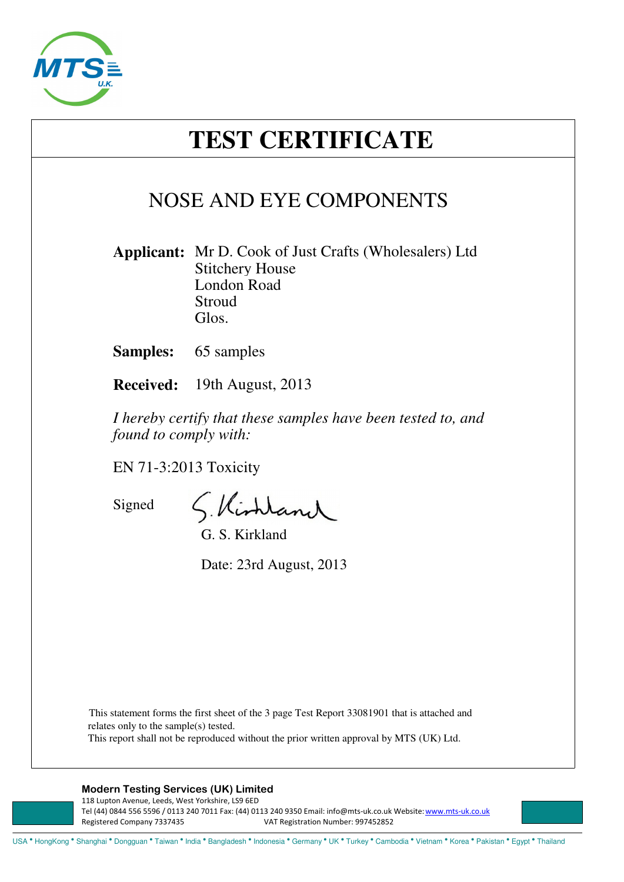# TEST CERTIFICATE

## NOSE AND EYE COMPONENTS

**Applicant:** Mr D. Cook of Just Crafts (Wholesalers) Ltd
Stitchery House
London Road
Stroud
Glos.

**Samples:** 65 samples

**Received:** 19th August, 2013

*I hereby certify that these samples have been tested to, and found to comply with:*

EN 71-3:2013 Toxicity

Signed

G. S. Kirkland

Date: 23rd August, 2013

This statement forms the first sheet of the 3 page Test Report 33081901 that is attached and relates only to the sample(s) tested.
This report shall not be reproduced without the prior written approval by MTS (UK) Ltd.

**Modern Testing Services (UK) Limited**
118 Lupton Avenue, Leeds, West Yorkshire, LS9 6ED
Tel (44) 0844 556 5596 / 0113 240 7011 Fax: (44) 0113 240 9350 Email: info@mts-uk.co.uk Website: www.mts-uk.co.uk
Registered Company 7337435 VAT Registration Number: 997452852

USA • HongKong • Shanghai • Dongguan • Taiwan • India • Bangladesh • Indonesia • Germany • UK • Turkey • Cambodia • Vietnam • Korea • Pakistan • Egypt • Thailand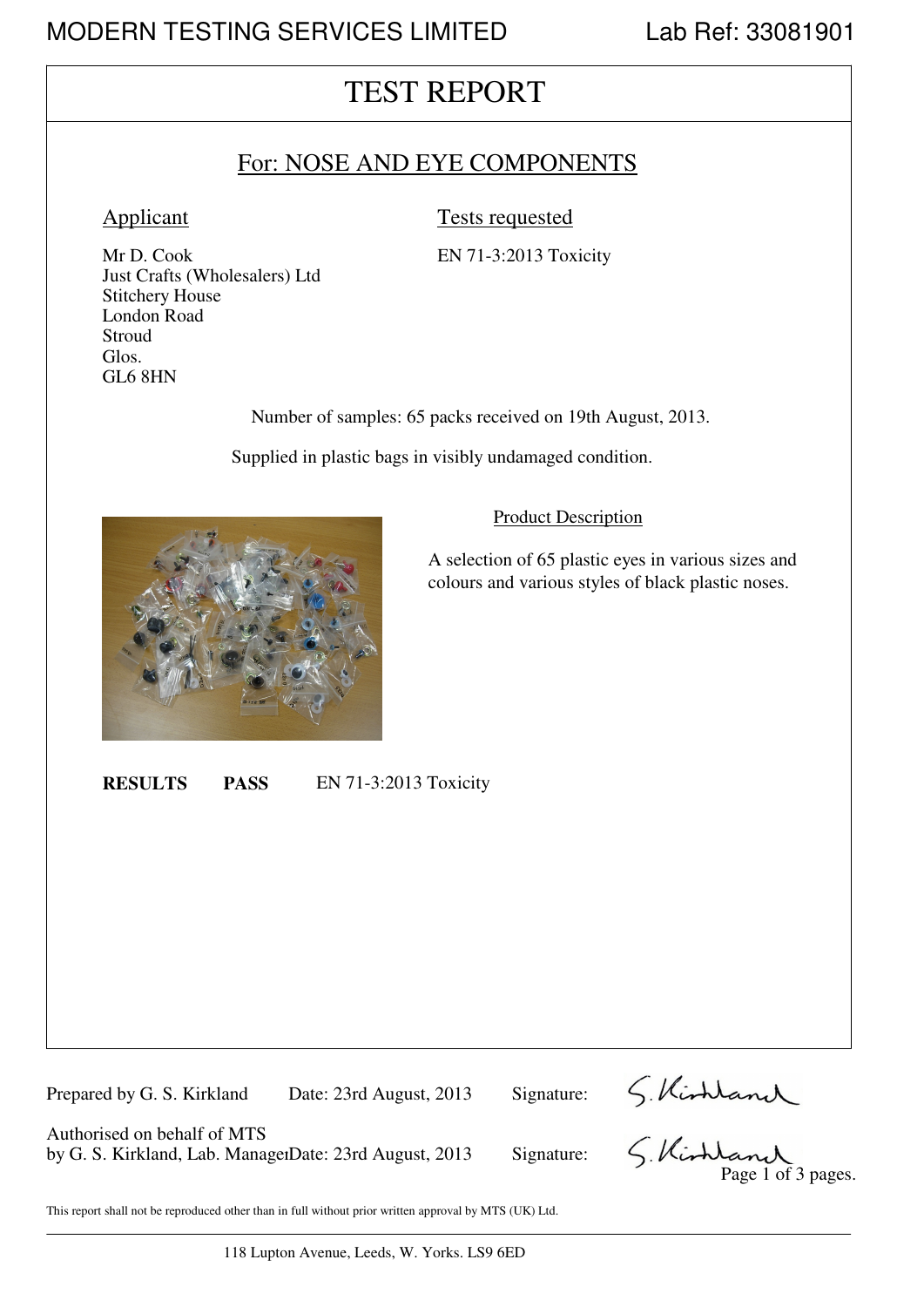MODERN TESTING SERVICES LIMITED

Lab Ref: 33081901

# TEST REPORT

## For: NOSE AND EYE COMPONENTS

**Applicant**

Mr D. Cook
Just Crafts (Wholesalers) Ltd
Stitchery House
London Road
Stroud
Glos.
GL6 8HN

**Tests requested**

EN 71-3:2013 Toxicity

Number of samples: 65 packs received on 19th August, 2013.

Supplied in plastic bags in visibly undamaged condition.

**Product Description**

A selection of 65 plastic eyes in various sizes and colours and various styles of black plastic noses.

**RESULTS** **PASS** EN 71-3:2013 Toxicity

Prepared by G. S. Kirkland Date: 23rd August, 2013 Signature: S. Kirkland

Authorised on behalf of MTS
by G. S. Kirkland, Lab. Manager Date: 23rd August, 2013 Signature: S. Kirkland

This report shall not be reproduced other than in full without prior written approval by MTS (UK) Ltd.

118 Lupton Avenue, Leeds, W. Yorks. LS9 6ED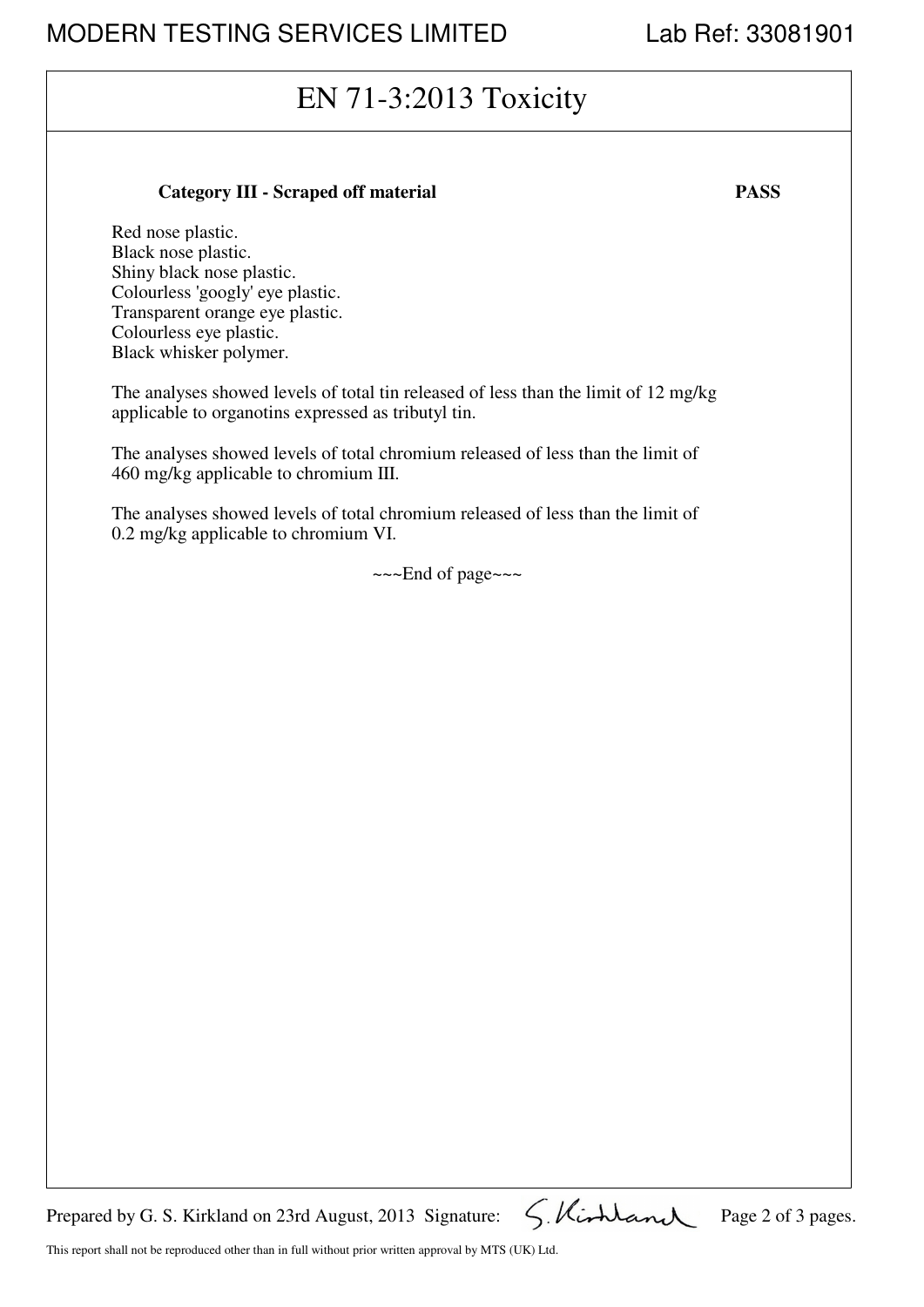# EN 71-3:2013 Toxicity

**Category III - Scraped off material** **PASS**

Red nose plastic.
Black nose plastic.
Shiny black nose plastic.
Colourless 'googly' eye plastic.
Transparent orange eye plastic.
Colourless eye plastic.
Black whisker polymer.

The analyses showed levels of total tin released of less than the limit of 12 mg/kg applicable to organotins expressed as tributyl tin.

The analyses showed levels of total chromium released of less than the limit of 460 mg/kg applicable to chromium III.

The analyses showed levels of total chromium released of less than the limit of 0.2 mg/kg applicable to chromium VI.

~~~End of page~~~

Prepared by G. S. Kirkland on 23rd August, 2013 Signature: S. Kirkland

This report shall not be reproduced other than in full without prior written approval by MTS (UK) Ltd.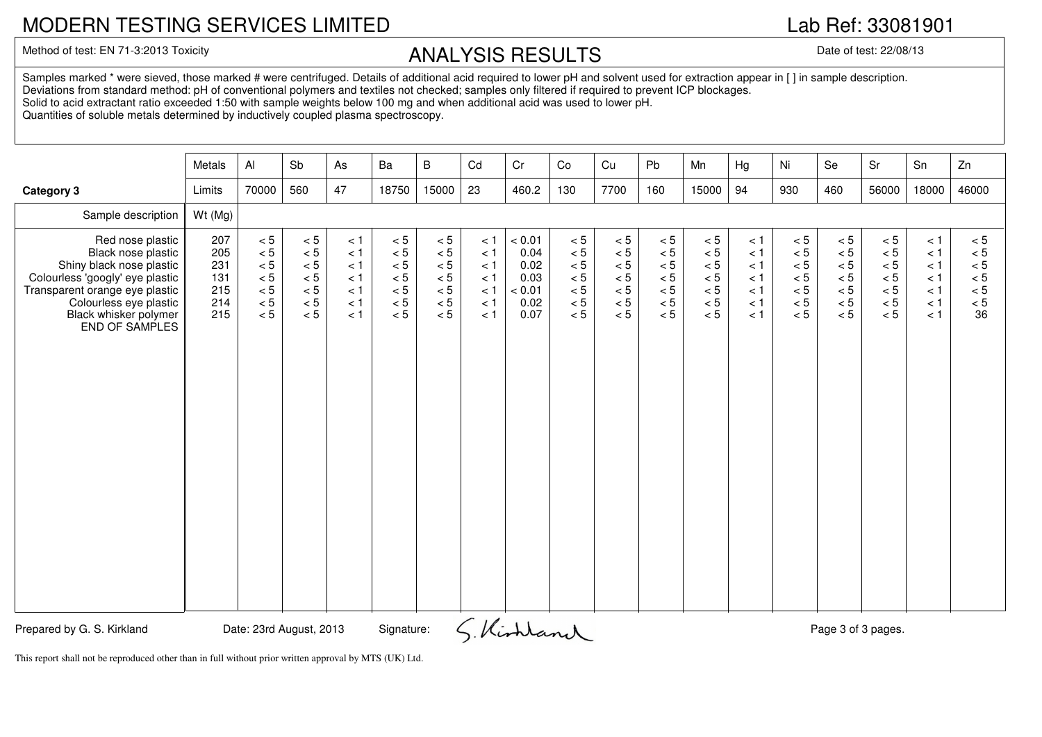# MODERN TESTING SERVICES LIMITED

Lab Ref: 33081901

Method of test: EN 71-3:2013 Toxicity

## ANALYSIS RESULTS

Date of test: 22/08/13

Samples marked * were sieved, those marked # were centrifuged. Details of additional acid required to lower pH and solvent used for extraction appear in [ ] in sample description.
Deviations from standard method: pH of conventional polymers and textiles not checked; samples only filtered if required to prevent ICP blockages.
Solid to acid extractant ratio exceeded 1:50 with sample weights below 100 mg and when additional acid was used to lower pH.
Quantities of soluble metals determined by inductively coupled plasma spectroscopy.

| | Metals | Al | Sb | As | Ba | B | Cd | Cr | Co | Cu | Pb | Mn | Hg | Ni | Se | Sr | Sn | Zn |
|---|---|---|---|---|---|---|---|---|---|---|---|---|---|---|---|---|---|---|
| **Category 3** | Limits | 70000 | 560 | 47 | 18750 | 15000 | 23 | 460.2 | 130 | 7700 | 160 | 15000 | 94 | 930 | 460 | 56000 | 18000 | 46000 |
| Sample description | Wt (Mg) | | | | | | | | | | | | | | | | | |
| Red nose plastic | 207 | < 5 | < 5 | < 1 | < 5 | < 5 | < 1 | < 0.01 | < 5 | < 5 | < 5 | < 5 | < 1 | < 5 | < 5 | < 5 | < 1 | < 5 |
| Black nose plastic | 205 | < 5 | < 5 | < 1 | < 5 | < 5 | < 1 | 0.04 | < 5 | < 5 | < 5 | < 5 | < 1 | < 5 | < 5 | < 5 | < 1 | < 5 |
| Shiny black nose plastic | 231 | < 5 | < 5 | < 1 | < 5 | < 5 | < 1 | 0.02 | < 5 | < 5 | < 5 | < 5 | < 1 | < 5 | < 5 | < 5 | < 1 | < 5 |
| Colourless 'googly' eye plastic | 131 | < 5 | < 5 | < 1 | < 5 | < 5 | < 1 | 0.03 | < 5 | < 5 | < 5 | < 5 | < 1 | < 5 | < 5 | < 5 | < 1 | < 5 |
| Transparent orange eye plastic | 215 | < 5 | < 5 | < 1 | < 5 | < 5 | < 1 | < 0.01 | < 5 | < 5 | < 5 | < 5 | < 1 | < 5 | < 5 | < 5 | < 1 | < 5 |
| Colourless eye plastic | 214 | < 5 | < 5 | < 1 | < 5 | < 5 | < 1 | 0.02 | < 5 | < 5 | < 5 | < 5 | < 1 | < 5 | < 5 | < 5 | < 1 | < 5 |
| Black whisker polymer | 215 | < 5 | < 5 | < 1 | < 5 | < 5 | < 1 | 0.07 | < 5 | < 5 | < 5 | < 5 | < 1 | < 5 | < 5 | < 5 | < 1 | 36 |
| END OF SAMPLES | | | | | | | | | | | | | | | | | | |

Prepared by G. S. Kirkland     Date: 23rd August, 2013     Signature: S. Kirkland

This report shall not be reproduced other than in full without prior written approval by MTS (UK) Ltd.